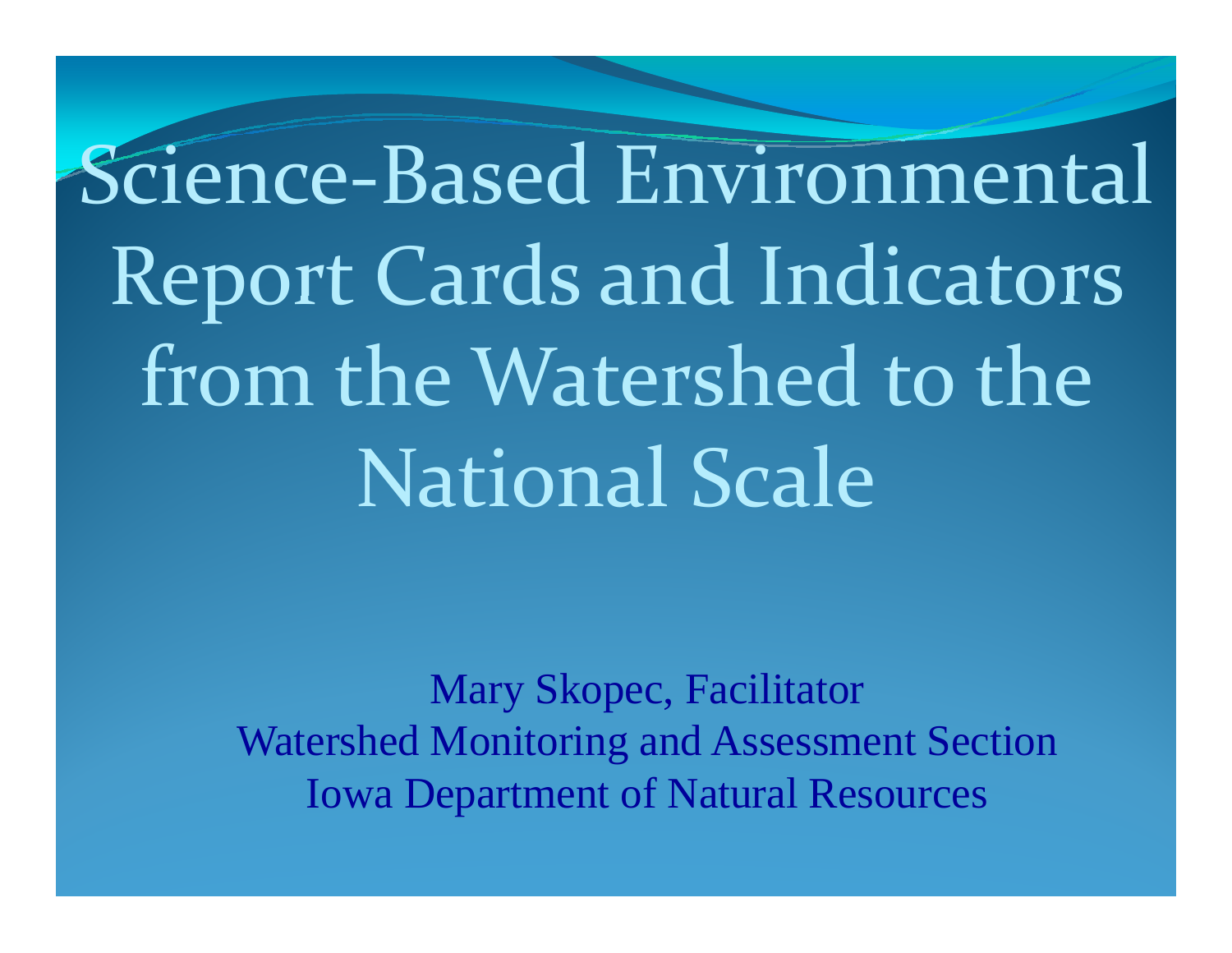# Science-Based Environmental Report Cards and Indicators from the Watershed to the National Scale

Mary Skopec, Facilitator
Watershed Monitoring and Assessment Section
Iowa Department of Natural Resources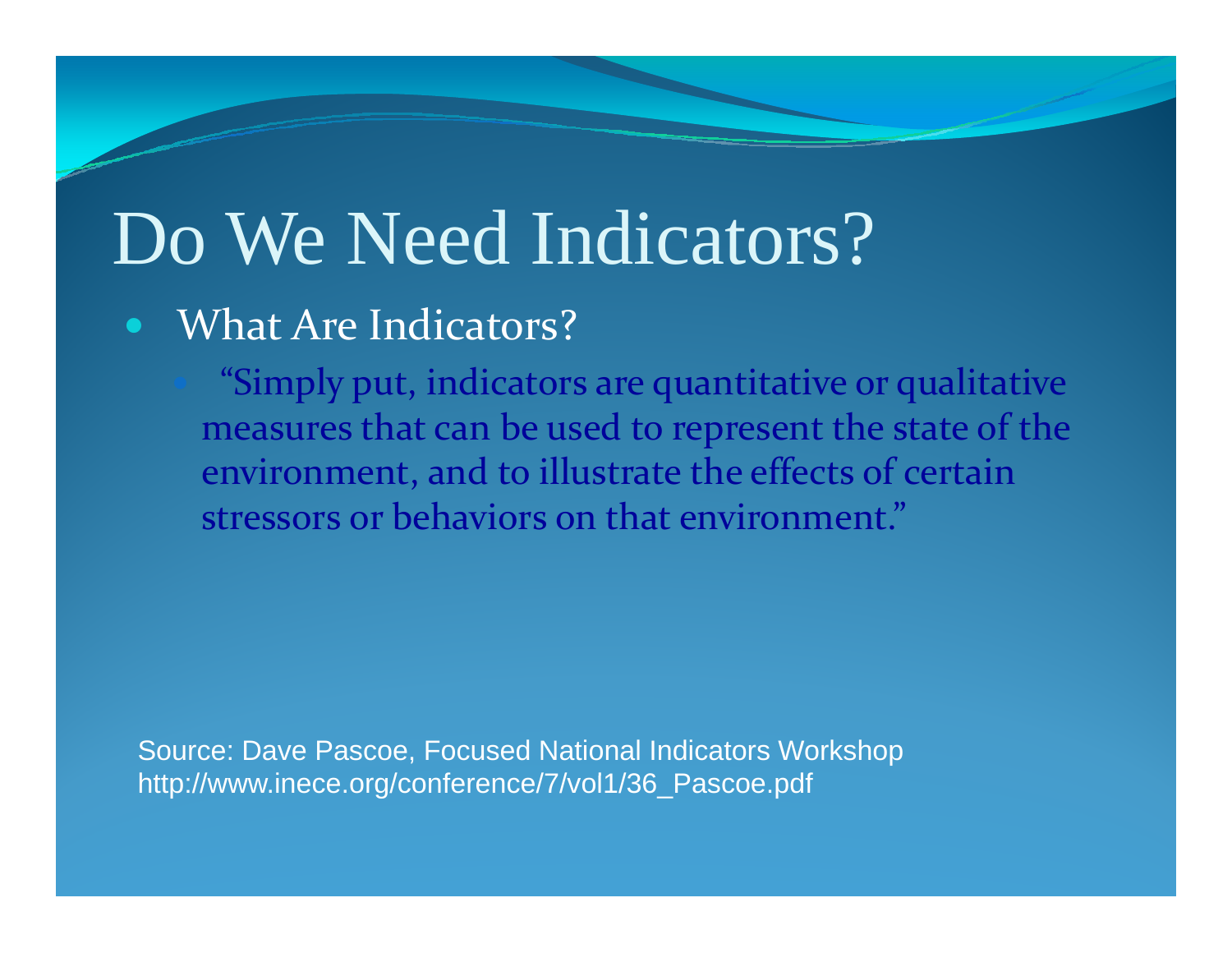# Do We Need Indicators?

- What Are Indicators?
  - "Simply put, indicators are quantitative or qualitative measures that can be used to represent the state of the environment, and to illustrate the effects of certain stressors or behaviors on that environment."

Source: Dave Pascoe, Focused National Indicators Workshop
http://www.inece.org/conference/7/vol1/36_Pascoe.pdf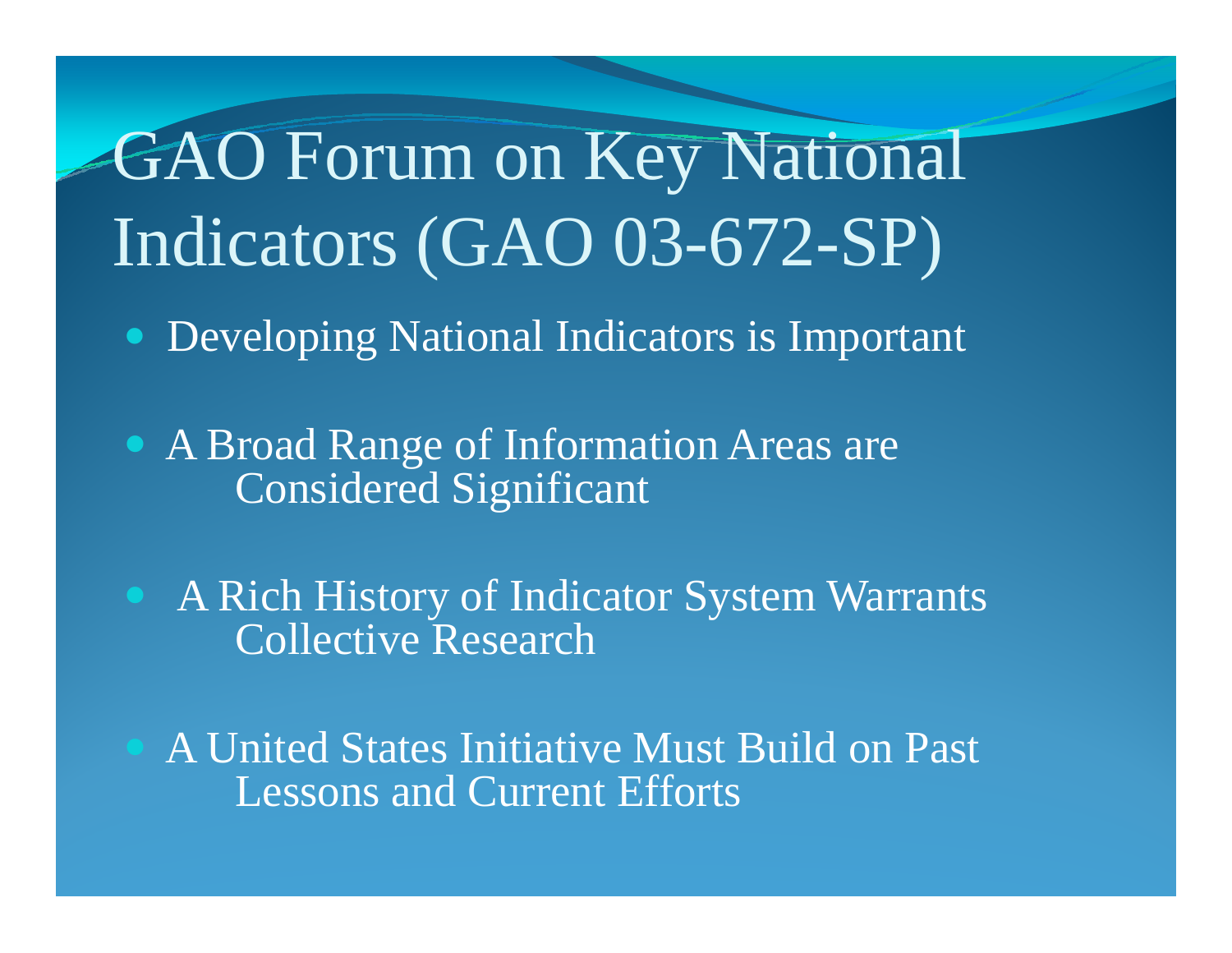# GAO Forum on Key National Indicators (GAO 03-672-SP)

- Developing National Indicators is Important
- A Broad Range of Information Areas are Considered Significant
- A Rich History of Indicator System Warrants Collective Research
- A United States Initiative Must Build on Past Lessons and Current Efforts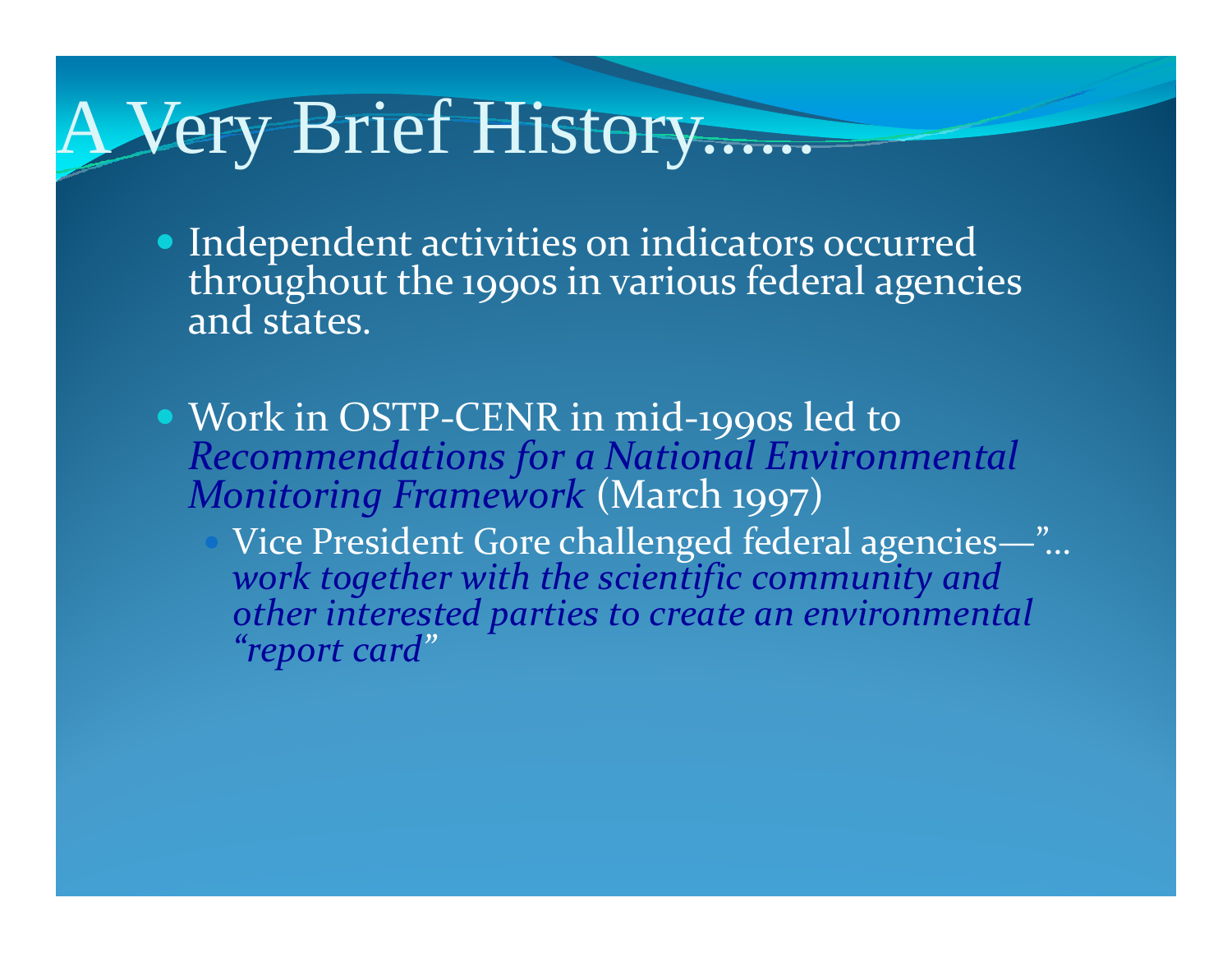# A Very Brief History……

- Independent activities on indicators occurred throughout the 1990s in various federal agencies and states.

- Work in OSTP-CENR in mid-1990s led to *Recommendations for a National Environmental Monitoring Framework* (March 1997)
  - Vice President Gore challenged federal agencies—"… *work together with the scientific community and other interested parties to create an environmental "report card"*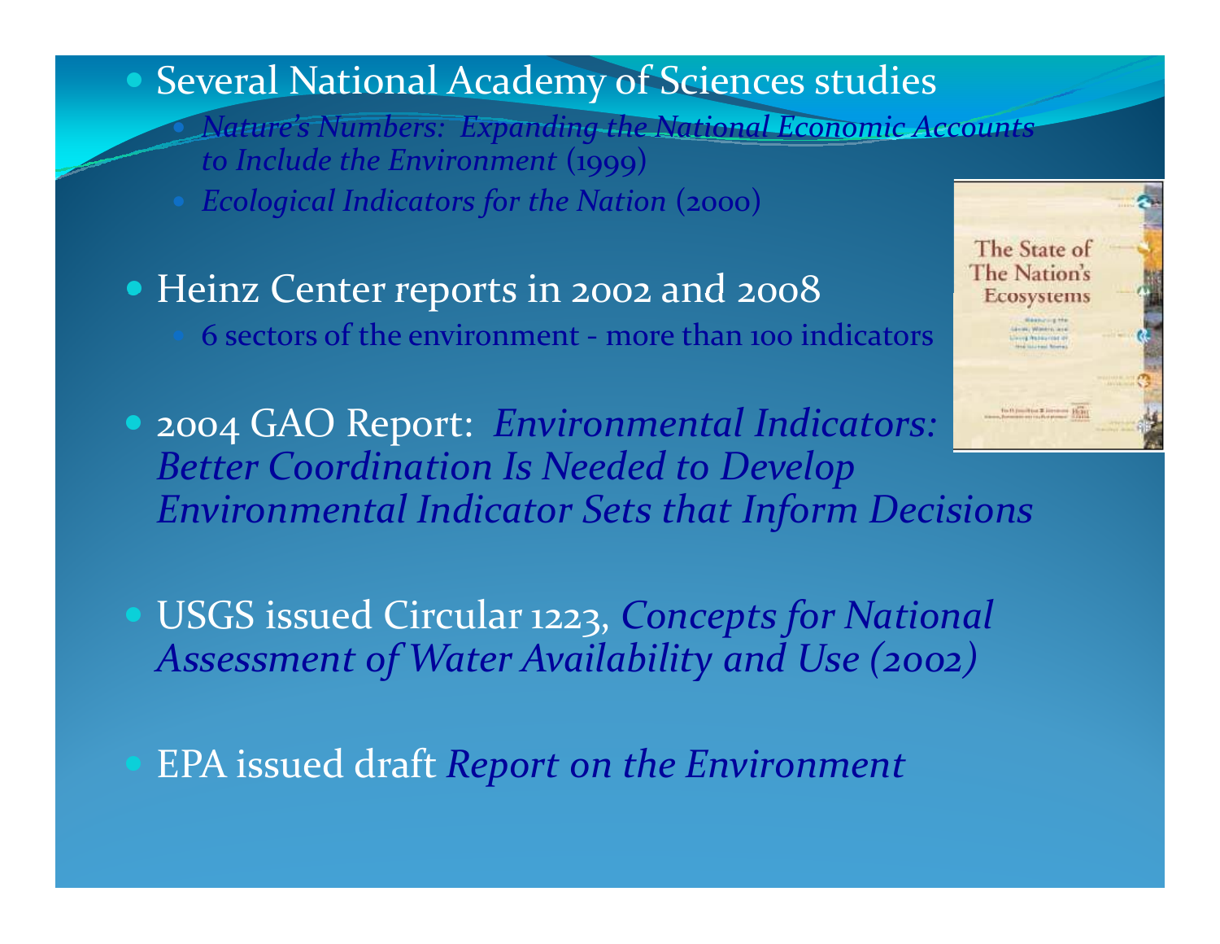- Several National Academy of Sciences studies
  - *Nature's Numbers: Expanding the National Economic Accounts to Include the Environment* (1999)
  - *Ecological Indicators for the Nation* (2000)
- Heinz Center reports in 2002 and 2008
  - 6 sectors of the environment - more than 100 indicators
- 2004 GAO Report: *Environmental Indicators: Better Coordination Is Needed to Develop Environmental Indicator Sets that Inform Decisions*
- USGS issued Circular 1223, *Concepts for National Assessment of Water Availability and Use (2002)*
- EPA issued draft *Report on the Environment*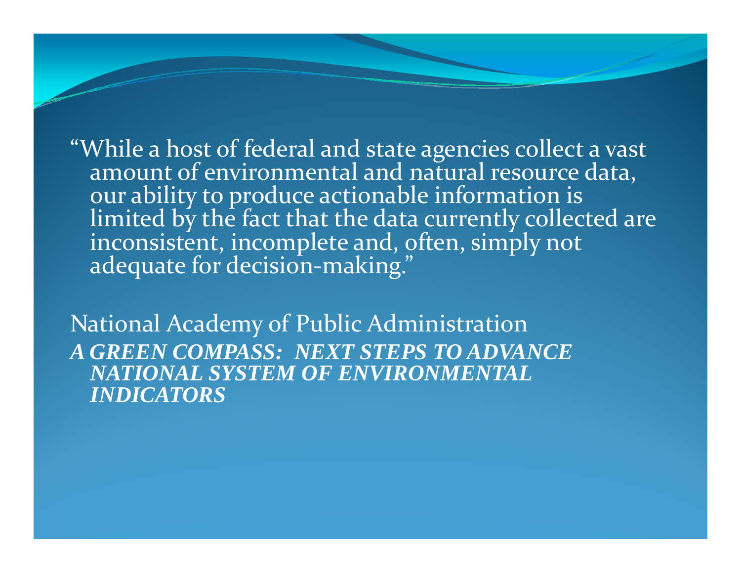"While a host of federal and state agencies collect a vast amount of environmental and natural resource data, our ability to produce actionable information is limited by the fact that the data currently collected are inconsistent, incomplete and, often, simply not adequate for decision-making."

National Academy of Public Administration

***A GREEN COMPASS: NEXT STEPS TO ADVANCE NATIONAL SYSTEM OF ENVIRONMENTAL INDICATORS***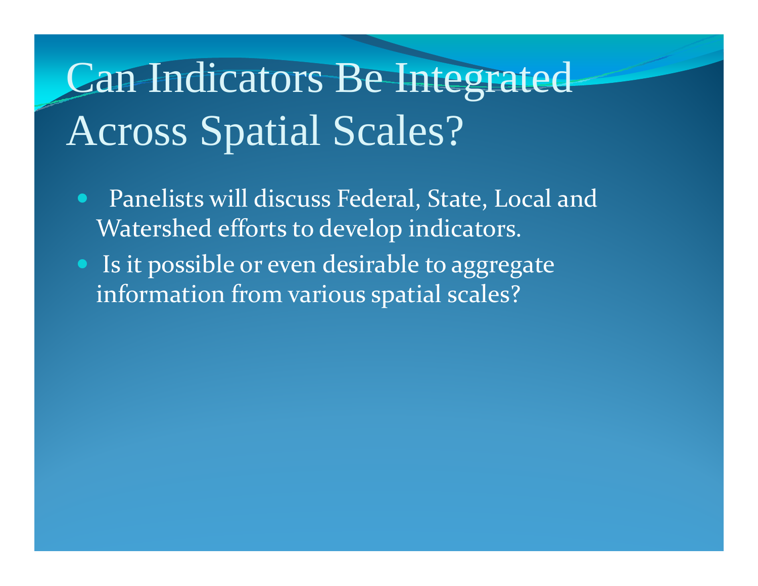# Can Indicators Be Integrated Across Spatial Scales?

- Panelists will discuss Federal, State, Local and Watershed efforts to develop indicators.
- Is it possible or even desirable to aggregate information from various spatial scales?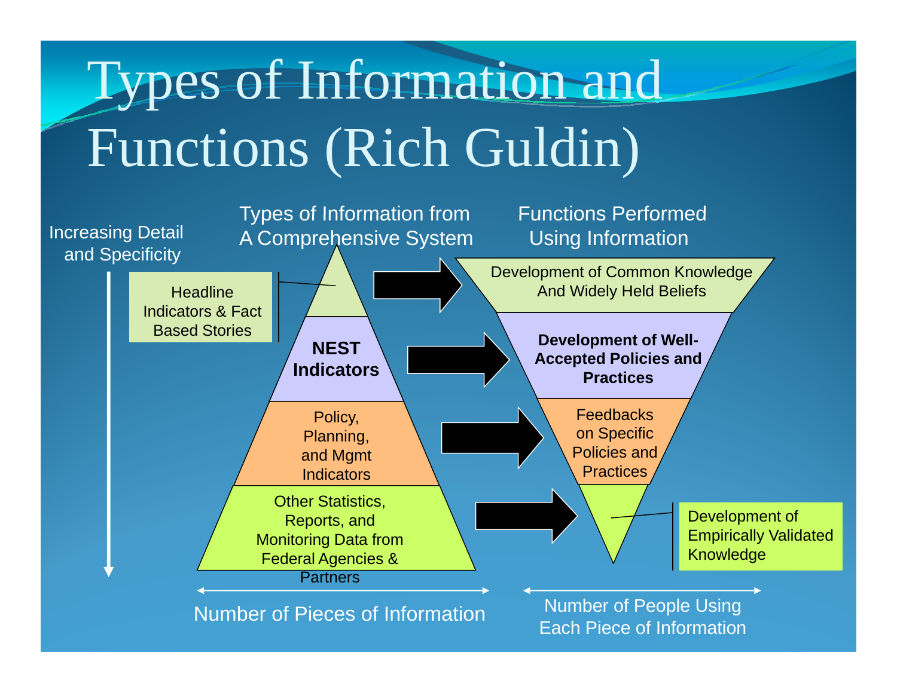# Types of Information and Functions (Rich Guldin)

Increasing Detail and Specificity

Types of Information from A Comprehensive System

Functions Performed Using Information

Headline Indicators & Fact Based Stories

**NEST Indicators**

Policy, Planning, and Mgmt Indicators

Other Statistics, Reports, and Monitoring Data from Federal Agencies & Partners

Development of Common Knowledge And Widely Held Beliefs

**Development of Well-Accepted Policies and Practices**

Feedbacks on Specific Policies and Practices

Development of Empirically Validated Knowledge

Number of Pieces of Information

Number of People Using Each Piece of Information